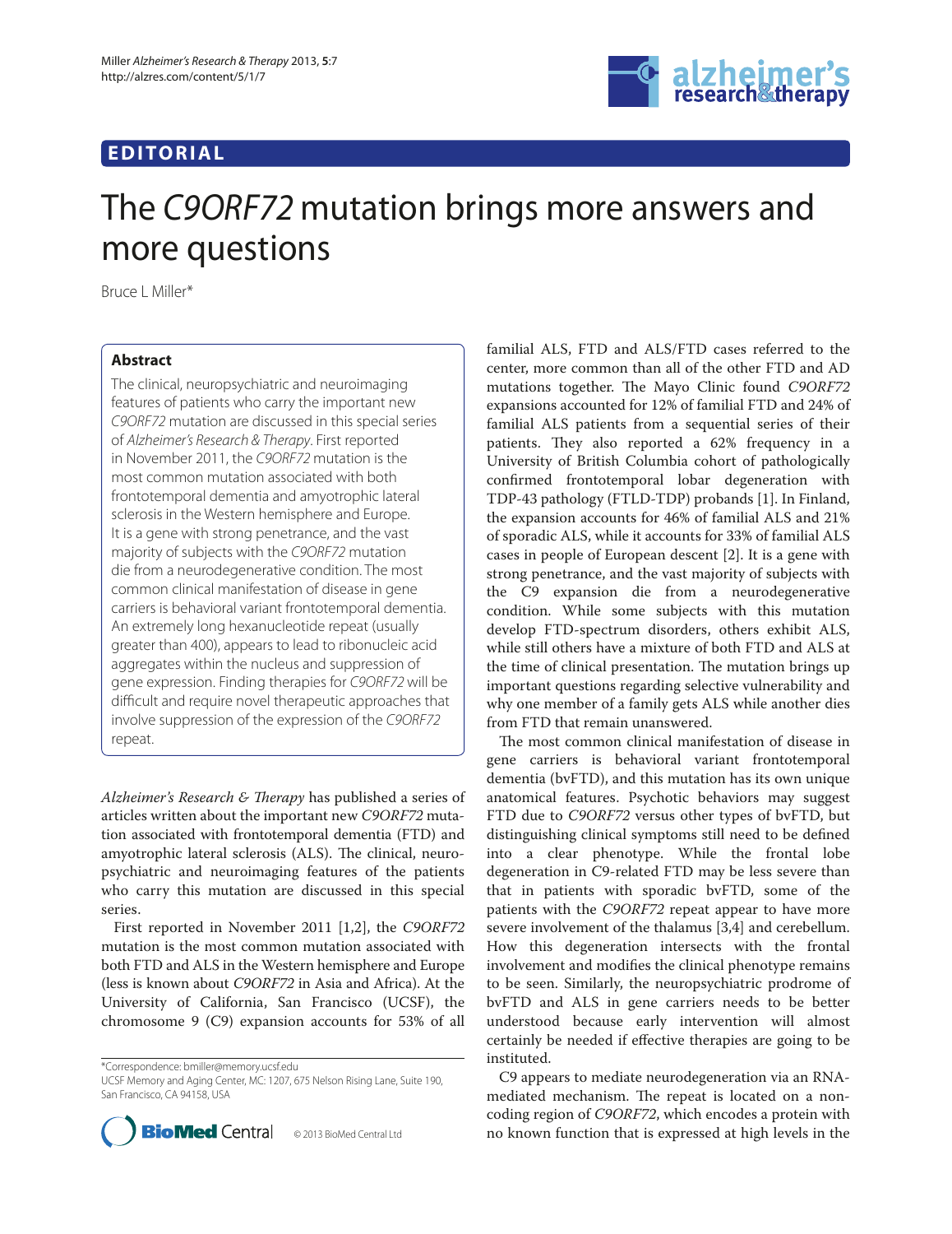EDITORIAL

# The *C9ORF72* mutation brings more answers and more questions

Bruce L Miller*

## Abstract

The clinical, neuropsychiatric and neuroimaging features of patients who carry the important new *C9ORF72* mutation are discussed in this special series of *Alzheimer's Research & Therapy*. First reported in November 2011, the *C9ORF72* mutation is the most common mutation associated with both frontotemporal dementia and amyotrophic lateral sclerosis in the Western hemisphere and Europe. It is a gene with strong penetrance, and the vast majority of subjects with the *C9ORF72* mutation die from a neurodegenerative condition. The most common clinical manifestation of disease in gene carriers is behavioral variant frontotemporal dementia. An extremely long hexanucleotide repeat (usually greater than 400), appears to lead to ribonucleic acid aggregates within the nucleus and suppression of gene expression. Finding therapies for *C9ORF72* will be difficult and require novel therapeutic approaches that involve suppression of the expression of the *C9ORF72* repeat.

*Alzheimer's Research & Therapy* has published a series of articles written about the important new *C9ORF72* mutation associated with frontotemporal dementia (FTD) and amyotrophic lateral sclerosis (ALS). The clinical, neuropsychiatric and neuroimaging features of the patients who carry this mutation are discussed in this special series.

First reported in November 2011 [1,2], the *C9ORF72* mutation is the most common mutation associated with both FTD and ALS in the Western hemisphere and Europe (less is known about *C9ORF72* in Asia and Africa). At the University of California, San Francisco (UCSF), the chromosome 9 (C9) expansion accounts for 53% of all familial ALS, FTD and ALS/FTD cases referred to the center, more common than all of the other FTD and AD mutations together. The Mayo Clinic found *C9ORF72* expansions accounted for 12% of familial FTD and 24% of familial ALS patients from a sequential series of their patients. They also reported a 62% frequency in a University of British Columbia cohort of pathologically confirmed frontotemporal lobar degeneration with TDP-43 pathology (FTLD-TDP) probands [1]. In Finland, the expansion accounts for 46% of familial ALS and 21% of sporadic ALS, while it accounts for 33% of familial ALS cases in people of European descent [2]. It is a gene with strong penetrance, and the vast majority of subjects with the C9 expansion die from a neurodegenerative condition. While some subjects with this mutation develop FTD-spectrum disorders, others exhibit ALS, while still others have a mixture of both FTD and ALS at the time of clinical presentation. The mutation brings up important questions regarding selective vulnerability and why one member of a family gets ALS while another dies from FTD that remain unanswered.

The most common clinical manifestation of disease in gene carriers is behavioral variant frontotemporal dementia (bvFTD), and this mutation has its own unique anatomical features. Psychotic behaviors may suggest FTD due to *C9ORF72* versus other types of bvFTD, but distinguishing clinical symptoms still need to be defined into a clear phenotype. While the frontal lobe degeneration in C9-related FTD may be less severe than that in patients with sporadic bvFTD, some of the patients with the *C9ORF72* repeat appear to have more severe involvement of the thalamus [3,4] and cerebellum. How this degeneration intersects with the frontal involvement and modifies the clinical phenotype remains to be seen. Similarly, the neuropsychiatric prodrome of bvFTD and ALS in gene carriers needs to be better understood because early intervention will almost certainly be needed if effective therapies are going to be instituted.

C9 appears to mediate neurodegeneration via an RNA-mediated mechanism. The repeat is located on a non-coding region of *C9ORF72*, which encodes a protein with no known function that is expressed at high levels in the

*Correspondence: bmiller@memory.ucsf.edu
UCSF Memory and Aging Center, MC: 1207, 675 Nelson Rising Lane, Suite 190, San Francisco, CA 94158, USA

© 2013 BioMed Central Ltd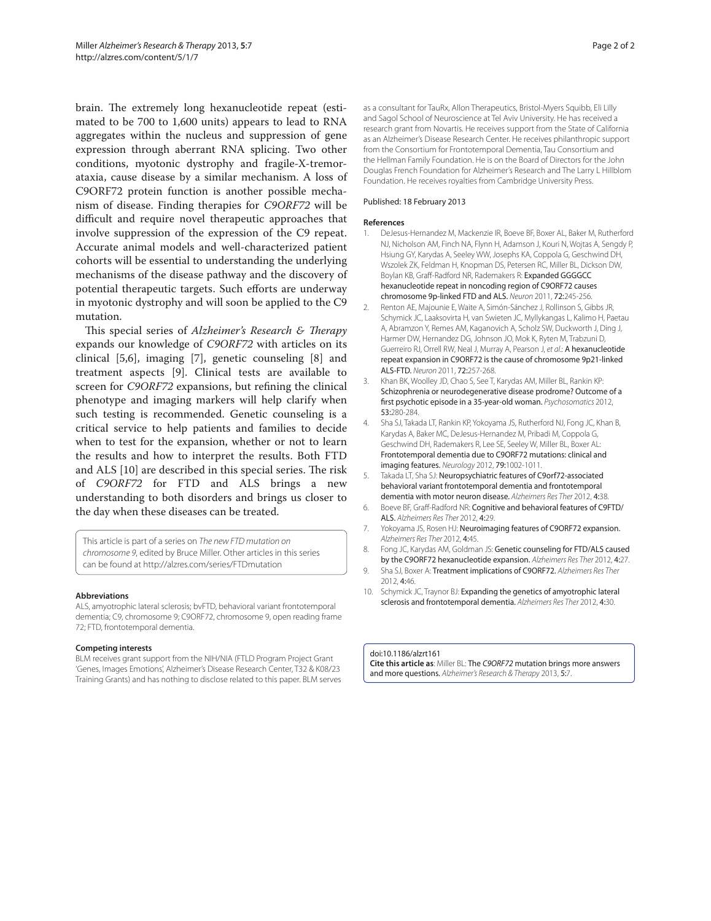brain. The extremely long hexanucleotide repeat (estimated to be 700 to 1,600 units) appears to lead to RNA aggregates within the nucleus and suppression of gene expression through aberrant RNA splicing. Two other conditions, myotonic dystrophy and fragile-X-tremor-ataxia, cause disease by a similar mechanism. A loss of C9ORF72 protein function is another possible mechanism of disease. Finding therapies for *C9ORF72* will be difficult and require novel therapeutic approaches that involve suppression of the expression of the C9 repeat. Accurate animal models and well-characterized patient cohorts will be essential to understanding the underlying mechanisms of the disease pathway and the discovery of potential therapeutic targets. Such efforts are underway in myotonic dystrophy and will soon be applied to the C9 mutation.

This special series of *Alzheimer's Research & Therapy* expands our knowledge of *C9ORF72* with articles on its clinical [5,6], imaging [7], genetic counseling [8] and treatment aspects [9]. Clinical tests are available to screen for *C9ORF72* expansions, but refining the clinical phenotype and imaging markers will help clarify when such testing is recommended. Genetic counseling is a critical service to help patients and families to decide when to test for the expansion, whether or not to learn the results and how to interpret the results. Both FTD and ALS [10] are described in this special series. The risk of *C9ORF72* for FTD and ALS brings a new understanding to both disorders and brings us closer to the day when these diseases can be treated.

This article is part of a series on *The new FTD mutation on chromosome 9*, edited by Bruce Miller. Other articles in this series can be found at http://alzres.com/series/FTDmutation

#### Abbreviations

ALS, amyotrophic lateral sclerosis; bvFTD, behavioral variant frontotemporal dementia; C9, chromosome 9; C9ORF72, chromosome 9, open reading frame 72; FTD, frontotemporal dementia.

#### Competing interests

BLM receives grant support from the NIH/NIA (FTLD Program Project Grant 'Genes, Images Emotions', Alzheimer's Disease Research Center, T32 & K08/23 Training Grants) and has nothing to disclose related to this paper. BLM serves as a consultant for TauRx, Allon Therapeutics, Bristol-Myers Squibb, Eli Lilly and Sagol School of Neuroscience at Tel Aviv University. He has received a research grant from Novartis. He receives support from the State of California as an Alzheimer's Disease Research Center. He receives philanthropic support from the Consortium for Frontotemporal Dementia, Tau Consortium and the Hellman Family Foundation. He is on the Board of Directors for the John Douglas French Foundation for Alzheimer's Research and The Larry L Hillblom Foundation. He receives royalties from Cambridge University Press.

Published: 18 February 2013

#### References

1. DeJesus-Hernandez M, Mackenzie IR, Boeve BF, Boxer AL, Baker M, Rutherford NJ, Nicholson AM, Finch NA, Flynn H, Adamson J, Kouri N, Wojtas A, Sengdy P, Hsiung GY, Karydas A, Seeley WW, Josephs KA, Coppola G, Geschwind DH, Wszolek ZK, Feldman H, Knopman DS, Petersen RC, Miller BL, Dickson DW, Boylan KB, Graff-Radford NR, Rademakers R: Expanded GGGGCC hexanucleotide repeat in noncoding region of C9ORF72 causes chromosome 9p-linked FTD and ALS. *Neuron* 2011, **72**:245-256.
2. Renton AE, Majounie E, Waite A, Simón-Sánchez J, Rollinson S, Gibbs JR, Schymick JC, Laaksovirta H, van Swieten JC, Myllykangas L, Kalimo H, Paetau A, Abramzon Y, Remes AM, Kaganovich A, Scholz SW, Duckworth J, Ding J, Harmer DW, Hernandez DG, Johnson JO, Mok K, Ryten M, Trabzuni D, Guerreiro RJ, Orrell RW, Neal J, Murray A, Pearson J, *et al.*: A hexanucleotide repeat expansion in C9ORF72 is the cause of chromosome 9p21-linked ALS-FTD. *Neuron* 2011, **72**:257-268.
3. Khan BK, Woolley JD, Chao S, See T, Karydas AM, Miller BL, Rankin KP: Schizophrenia or neurodegenerative disease prodrome? Outcome of a first psychotic episode in a 35-year-old woman. *Psychosomatics* 2012, **53**:280-284.
4. Sha SJ, Takada LT, Rankin KP, Yokoyama JS, Rutherford NJ, Fong JC, Khan B, Karydas A, Baker MC, DeJesus-Hernandez M, Pribadi M, Coppola G, Geschwind DH, Rademakers R, Lee SE, Seeley W, Miller BL, Boxer AL: Frontotemporal dementia due to C9ORF72 mutations: clinical and imaging features. *Neurology* 2012, **79**:1002-1011.
5. Takada LT, Sha SJ: Neuropsychiatric features of C9orf72-associated behavioral variant frontotemporal dementia and frontotemporal dementia with motor neuron disease. *Alzheimers Res Ther* 2012, **4**:38.
6. Boeve BF, Graff-Radford NR: Cognitive and behavioral features of C9FTD/ALS. *Alzheimers Res Ther* 2012, **4**:29.
7. Yokoyama JS, Rosen HJ: Neuroimaging features of C9ORF72 expansion. *Alzheimers Res Ther* 2012, **4**:45.
8. Fong JC, Karydas AM, Goldman JS: Genetic counseling for FTD/ALS caused by the C9ORF72 hexanucleotide expansion. *Alzheimers Res Ther* 2012, **4**:27.
9. Sha SJ, Boxer A: Treatment implications of C9ORF72. *Alzheimers Res Ther* 2012, **4**:46.
10. Schymick JC, Traynor BJ: Expanding the genetics of amyotrophic lateral sclerosis and frontotemporal dementia. *Alzheimers Res Ther* 2012, **4**:30.

doi:10.1186/alzrt161
**Cite this article as**: Miller BL: The *C9ORF72* mutation brings more answers and more questions. *Alzheimer's Research & Therapy* 2013, **5**:7.